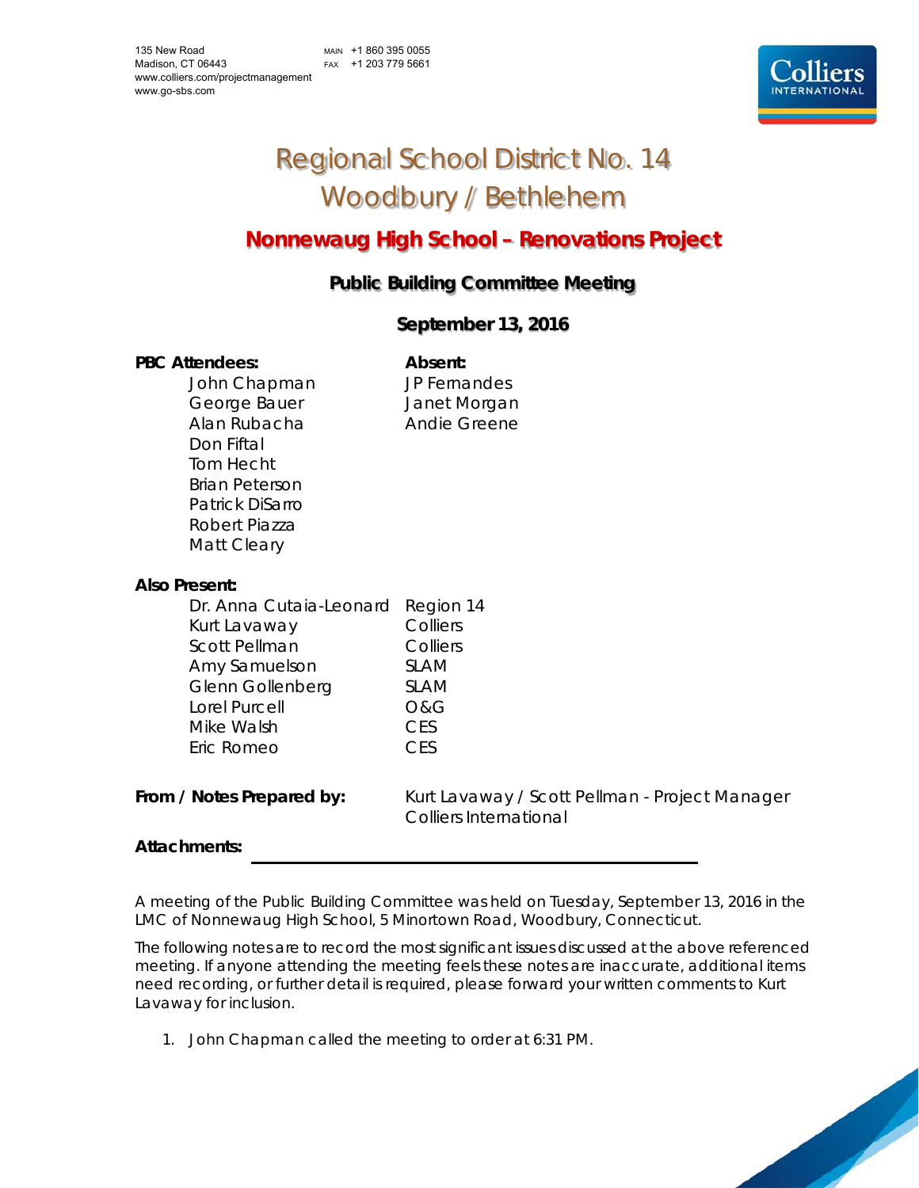135 New Road
Madison, CT 06443
www.colliers.com/projectmanagement
www.go-sbs.com

MAIN +1 860 395 0055
FAX +1 203 779 5661

# Regional School District No. 14
# Woodbury / Bethlehem

## Nonnewaug High School – Renovations Project

### Public Building Committee Meeting

### September 13, 2016

| **PBC Attendees:** | **Absent:** |
|---|---|
| John Chapman | JP Fernandes |
| George Bauer | Janet Morgan |
| Alan Rubacha | Andie Greene |
| Don Fiftal | |
| Tom Hecht | |
| Brian Peterson | |
| Patrick DiSarro | |
| Robert Piazza | |
| Matt Cleary | |

**Also Present:**

| | |
|---|---|
| Dr. Anna Cutaia-Leonard | Region 14 |
| Kurt Lavaway | Colliers |
| Scott Pellman | Colliers |
| Amy Samuelson | SLAM |
| Glenn Gollenberg | SLAM |
| Lorel Purcell | O&G |
| Mike Walsh | CES |
| Eric Romeo | CES |

**From / Notes Prepared by:** Kurt Lavaway / Scott Pellman - Project Manager
Colliers International

**Attachments:**

A meeting of the Public Building Committee was held on Tuesday, September 13, 2016 in the LMC of Nonnewaug High School, 5 Minortown Road, Woodbury, Connecticut.

The following notes are to record the most significant issues discussed at the above referenced meeting. If anyone attending the meeting feels these notes are inaccurate, additional items need recording, or further detail is required, please forward your written comments to Kurt Lavaway for inclusion.

1. John Chapman called the meeting to order at 6:31 PM.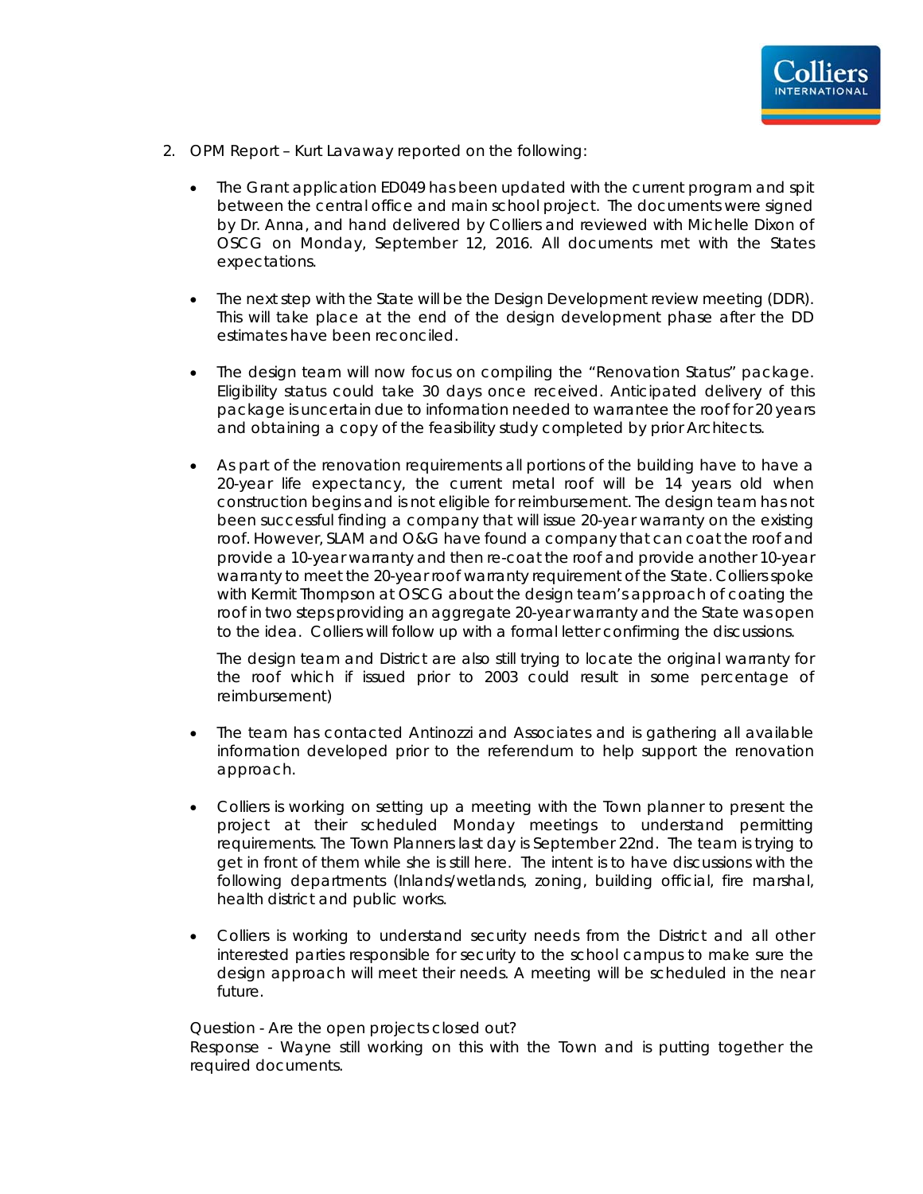2. OPM Report – Kurt Lavaway reported on the following:

   - The Grant application ED049 has been updated with the current program and spit between the central office and main school project. The documents were signed by Dr. Anna, and hand delivered by Colliers and reviewed with Michelle Dixon of OSCG on Monday, September 12, 2016. All documents met with the States expectations.

   - The next step with the State will be the Design Development review meeting (DDR). This will take place at the end of the design development phase after the DD estimates have been reconciled.

   - The design team will now focus on compiling the "Renovation Status" package. Eligibility status could take 30 days once received. Anticipated delivery of this package is uncertain due to information needed to warrantee the roof for 20 years and obtaining a copy of the feasibility study completed by prior Architects.

   - As part of the renovation requirements all portions of the building have to have a 20-year life expectancy, the current metal roof will be 14 years old when construction begins and is not eligible for reimbursement. The design team has not been successful finding a company that will issue 20-year warranty on the existing roof. However, SLAM and O&G have found a company that can coat the roof and provide a 10-year warranty and then re-coat the roof and provide another 10-year warranty to meet the 20-year roof warranty requirement of the State. Colliers spoke with Kermit Thompson at OSCG about the design team's approach of coating the roof in two steps providing an aggregate 20-year warranty and the State was open to the idea. Colliers will follow up with a formal letter confirming the discussions.

     The design team and District are also still trying to locate the original warranty for the roof which if issued prior to 2003 could result in some percentage of reimbursement)

   - The team has contacted Antinozzi and Associates and is gathering all available information developed prior to the referendum to help support the renovation approach.

   - Colliers is working on setting up a meeting with the Town planner to present the project at their scheduled Monday meetings to understand permitting requirements. The Town Planners last day is September 22nd. The team is trying to get in front of them while she is still here. The intent is to have discussions with the following departments (Inlands/wetlands, zoning, building official, fire marshal, health district and public works.

   - Colliers is working to understand security needs from the District and all other interested parties responsible for security to the school campus to make sure the design approach will meet their needs. A meeting will be scheduled in the near future.

   Question - Are the open projects closed out?
   Response - Wayne still working on this with the Town and is putting together the required documents.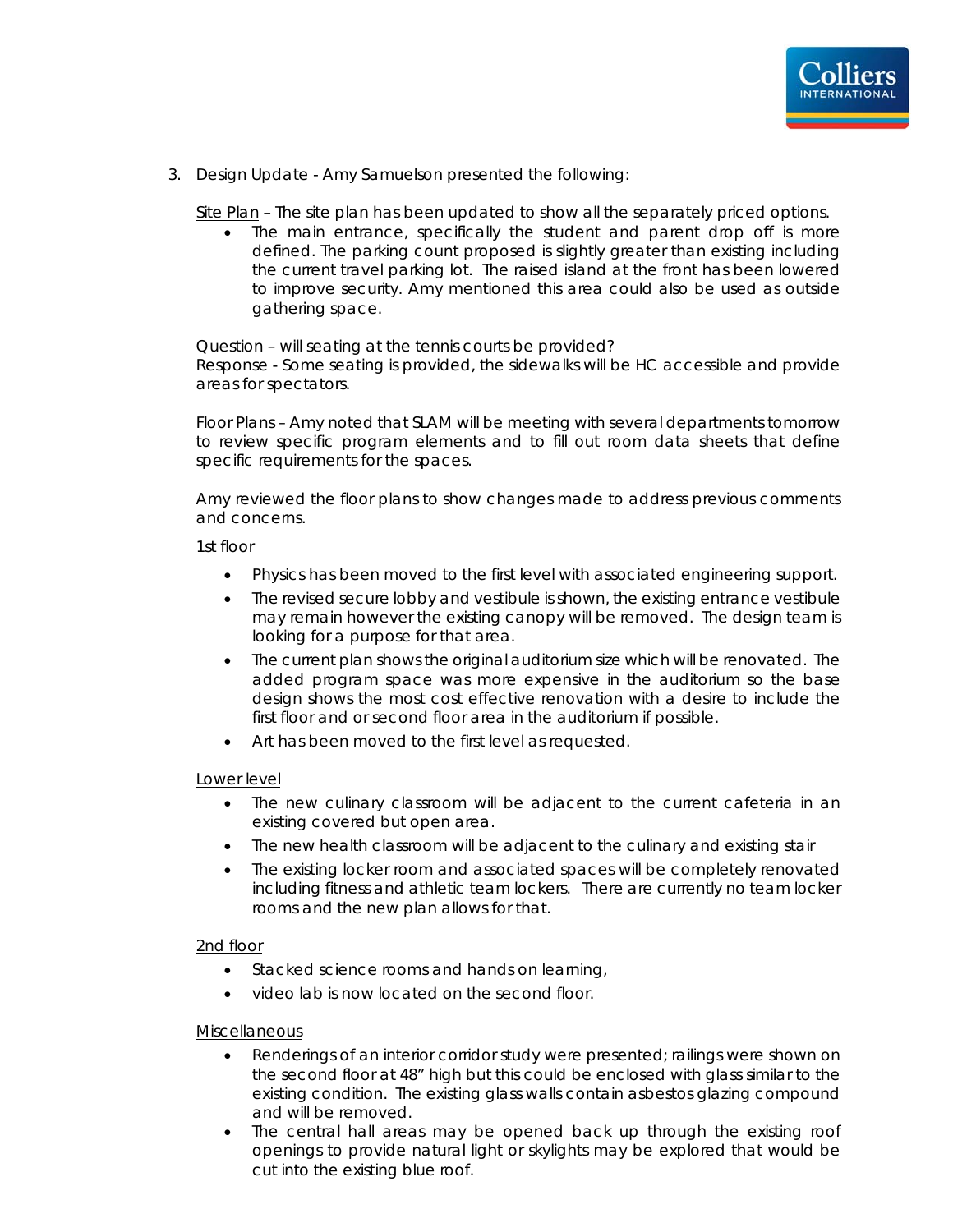3. Design Update - Amy Samuelson presented the following:

   Site Plan – The site plan has been updated to show all the separately priced options.

   - The main entrance, specifically the student and parent drop off is more defined. The parking count proposed is slightly greater than existing including the current travel parking lot. The raised island at the front has been lowered to improve security. Amy mentioned this area could also be used as outside gathering space.

   Question – will seating at the tennis courts be provided?
   Response - Some seating is provided, the sidewalks will be HC accessible and provide areas for spectators.

   Floor Plans – Amy noted that SLAM will be meeting with several departments tomorrow to review specific program elements and to fill out room data sheets that define specific requirements for the spaces.

   Amy reviewed the floor plans to show changes made to address previous comments and concerns.

   1st floor

   - Physics has been moved to the first level with associated engineering support.
   - The revised secure lobby and vestibule is shown, the existing entrance vestibule may remain however the existing canopy will be removed. The design team is looking for a purpose for that area.
   - The current plan shows the original auditorium size which will be renovated. The added program space was more expensive in the auditorium so the base design shows the most cost effective renovation with a desire to include the first floor and or second floor area in the auditorium if possible.
   - Art has been moved to the first level as requested.

   Lower level

   - The new culinary classroom will be adjacent to the current cafeteria in an existing covered but open area.
   - The new health classroom will be adjacent to the culinary and existing stair
   - The existing locker room and associated spaces will be completely renovated including fitness and athletic team lockers. There are currently no team locker rooms and the new plan allows for that.

   2nd floor

   - Stacked science rooms and hands on learning,
   - video lab is now located on the second floor.

   Miscellaneous

   - Renderings of an interior corridor study were presented; railings were shown on the second floor at 48" high but this could be enclosed with glass similar to the existing condition. The existing glass walls contain asbestos glazing compound and will be removed.
   - The central hall areas may be opened back up through the existing roof openings to provide natural light or skylights may be explored that would be cut into the existing blue roof.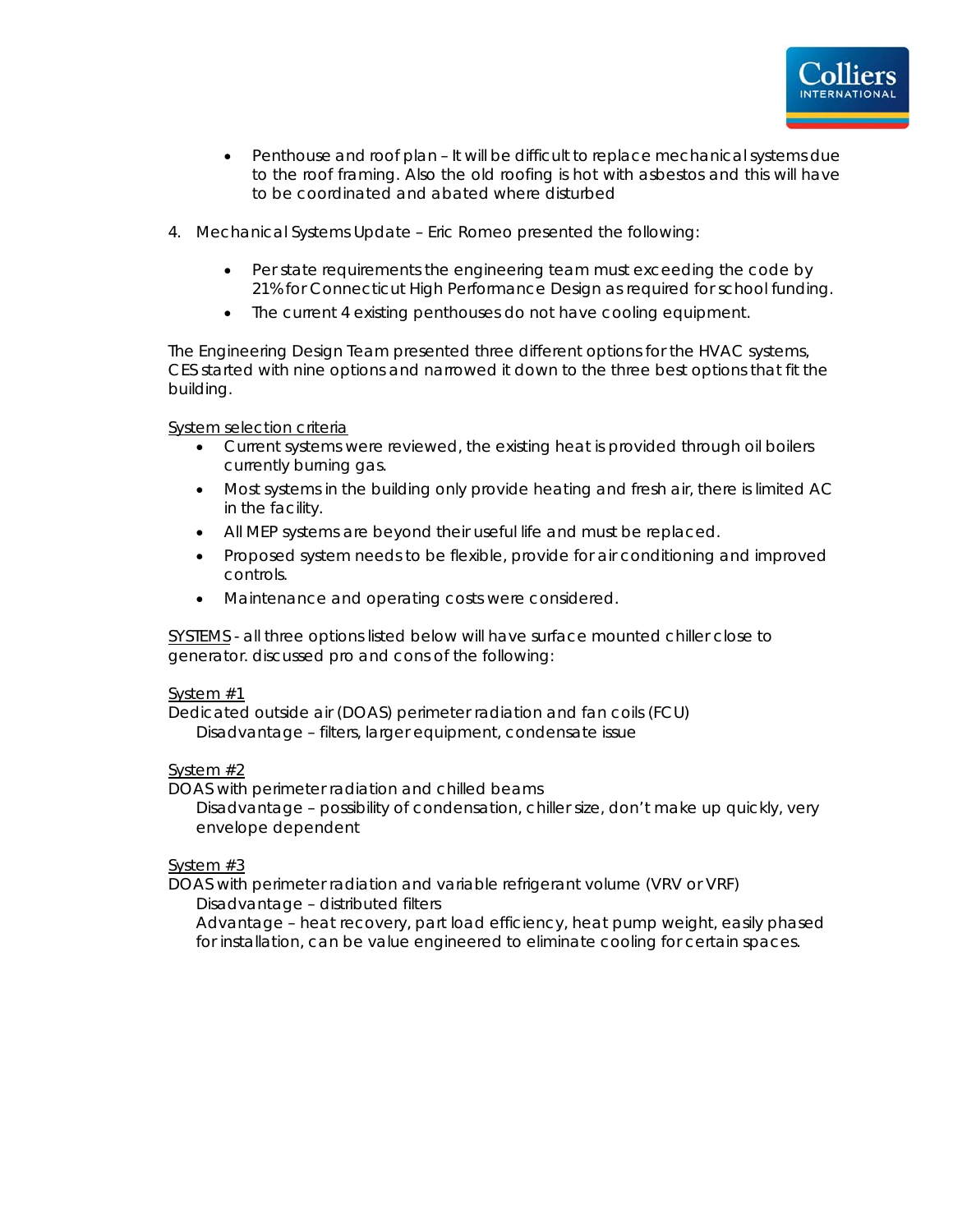- Penthouse and roof plan – It will be difficult to replace mechanical systems due to the roof framing. Also the old roofing is hot with asbestos and this will have to be coordinated and abated where disturbed

4. Mechanical Systems Update – Eric Romeo presented the following:

    - Per state requirements the engineering team must exceeding the code by 21% for Connecticut High Performance Design as required for school funding.
    - The current 4 existing penthouses do not have cooling equipment.

The Engineering Design Team presented three different options for the HVAC systems, CES started with nine options and narrowed it down to the three best options that fit the building.

<u>System selection criteria</u>

- Current systems were reviewed, the existing heat is provided through oil boilers currently burning gas.
- Most systems in the building only provide heating and fresh air, there is limited AC in the facility.
- All MEP systems are beyond their useful life and must be replaced.
- Proposed system needs to be flexible, provide for air conditioning and improved controls.
- Maintenance and operating costs were considered.

<u>SYSTEMS</u> - all three options listed below will have surface mounted chiller close to generator. discussed pro and cons of the following:

<u>System #1</u>
Dedicated outside air (DOAS) perimeter radiation and fan coils (FCU)
Disadvantage – filters, larger equipment, condensate issue

<u>System #2</u>
DOAS with perimeter radiation and chilled beams
Disadvantage – possibility of condensation, chiller size, don't make up quickly, very envelope dependent

<u>System #3</u>
DOAS with perimeter radiation and variable refrigerant volume (VRV or VRF)
Disadvantage – distributed filters
Advantage – heat recovery, part load efficiency, heat pump weight, easily phased for installation, can be value engineered to eliminate cooling for certain spaces.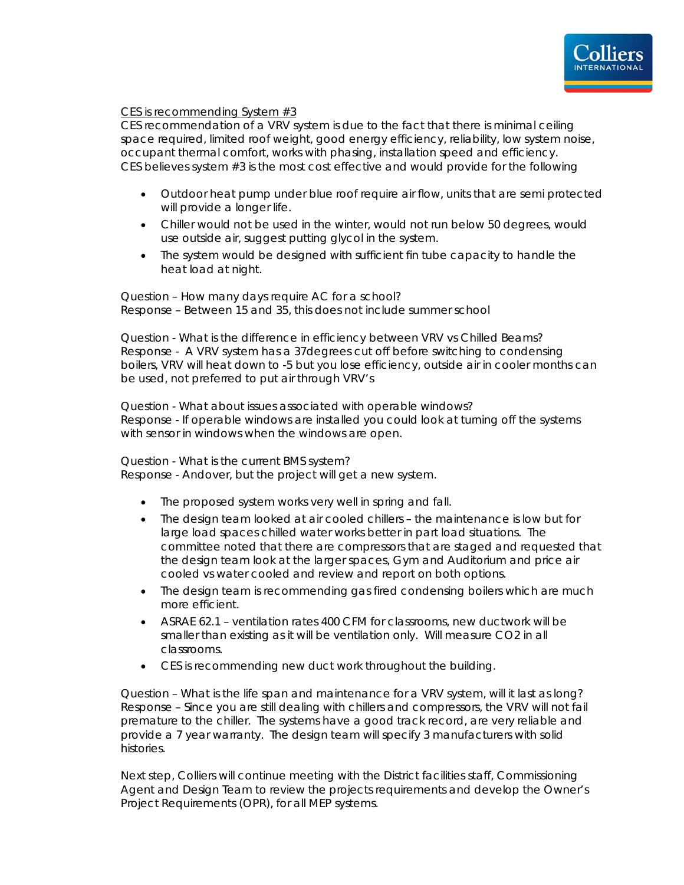<u>CES is recommending System #3</u>

CES recommendation of a VRV system is due to the fact that there is minimal ceiling space required, limited roof weight, good energy efficiency, reliability, low system noise, occupant thermal comfort, works with phasing, installation speed and efficiency. CES believes system #3 is the most cost effective and would provide for the following

- Outdoor heat pump under blue roof require air flow, units that are semi protected will provide a longer life.
- Chiller would not be used in the winter, would not run below 50 degrees, would use outside air, suggest putting glycol in the system.
- The system would be designed with sufficient fin tube capacity to handle the heat load at night.

Question – How many days require AC for a school?
Response – Between 15 and 35, this does not include summer school

Question - What is the difference in efficiency between VRV vs Chilled Beams?
Response - A VRV system has a 37degrees cut off before switching to condensing boilers, VRV will heat down to -5 but you lose efficiency, outside air in cooler months can be used, not preferred to put air through VRV's

Question - What about issues associated with operable windows?
Response - If operable windows are installed you could look at turning off the systems with sensor in windows when the windows are open.

Question - What is the current BMS system?
Response - Andover, but the project will get a new system.

- The proposed system works very well in spring and fall.
- The design team looked at air cooled chillers – the maintenance is low but for large load spaces chilled water works better in part load situations. The committee noted that there are compressors that are staged and requested that the design team look at the larger spaces, Gym and Auditorium and price air cooled vs water cooled and review and report on both options.
- The design team is recommending gas fired condensing boilers which are much more efficient.
- ASRAE 62.1 – ventilation rates 400 CFM for classrooms, new ductwork will be smaller than existing as it will be ventilation only. Will measure $CO_2$ in all classrooms.
- CES is recommending new duct work throughout the building.

Question – What is the life span and maintenance for a VRV system, will it last as long?
Response – Since you are still dealing with chillers and compressors, the VRV will not fail premature to the chiller. The systems have a good track record, are very reliable and provide a 7 year warranty. The design team will specify 3 manufacturers with solid histories.

Next step, Colliers will continue meeting with the District facilities staff, Commissioning Agent and Design Team to review the projects requirements and develop the Owner's Project Requirements (OPR), for all MEP systems.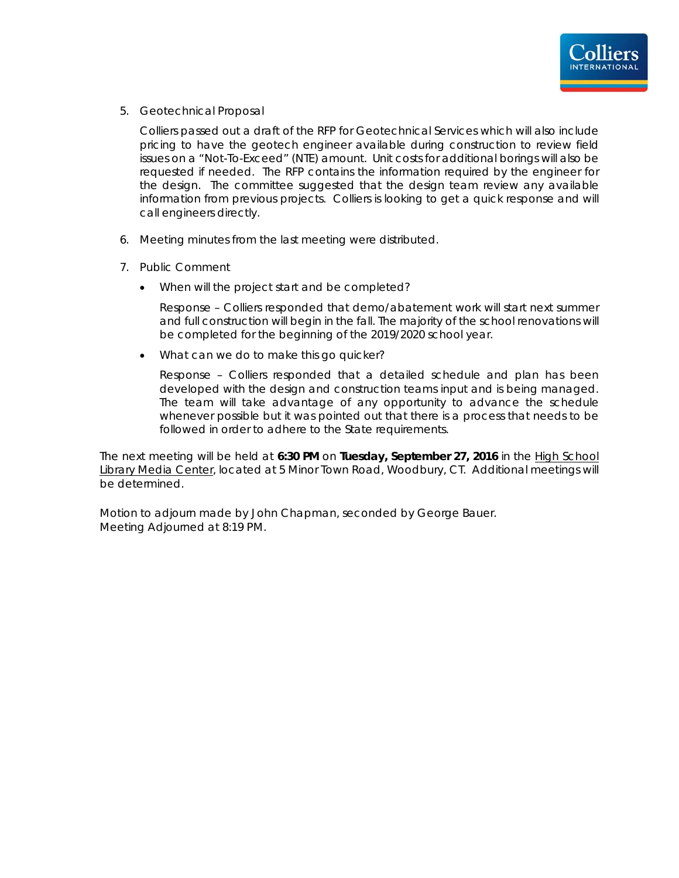5. Geotechnical Proposal

   Colliers passed out a draft of the RFP for Geotechnical Services which will also include pricing to have the geotech engineer available during construction to review field issues on a "Not-To-Exceed" (NTE) amount. Unit costs for additional borings will also be requested if needed. The RFP contains the information required by the engineer for the design. The committee suggested that the design team review any available information from previous projects. Colliers is looking to get a quick response and will call engineers directly.

6. Meeting minutes from the last meeting were distributed.

7. Public Comment

   - When will the project start and be completed?

     Response – Colliers responded that demo/abatement work will start next summer and full construction will begin in the fall. The majority of the school renovations will be completed for the beginning of the 2019/2020 school year.

   - What can we do to make this go quicker?

     Response – Colliers responded that a detailed schedule and plan has been developed with the design and construction teams input and is being managed. The team will take advantage of any opportunity to advance the schedule whenever possible but it was pointed out that there is a process that needs to be followed in order to adhere to the State requirements.

The next meeting will be held at **6:30 PM** on **Tuesday, September 27, 2016** in the High School Library Media Center, located at 5 Minor Town Road, Woodbury, CT. Additional meetings will be determined.

Motion to adjourn made by John Chapman, seconded by George Bauer.
Meeting Adjourned at 8:19 PM.